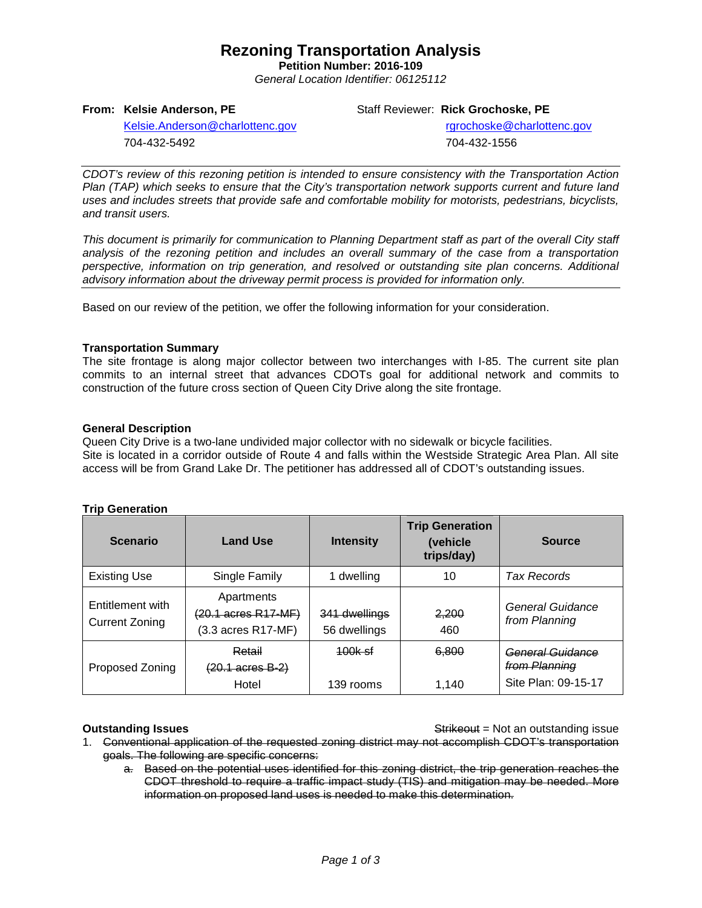# Rezoning Transportation Analysis

**Petition Number: 2016-109**

*General Location Identifier: 06125112*

**From: Kelsie Anderson, PE**
Kelsie.Anderson@charlottenc.gov
704-432-5492

Staff Reviewer: **Rick Grochoske, PE**
rgrochoske@charlottenc.gov
704-432-1556

---

*CDOT's review of this rezoning petition is intended to ensure consistency with the Transportation Action Plan (TAP) which seeks to ensure that the City's transportation network supports current and future land uses and includes streets that provide safe and comfortable mobility for motorists, pedestrians, bicyclists, and transit users.*

*This document is primarily for communication to Planning Department staff as part of the overall City staff analysis of the rezoning petition and includes an overall summary of the case from a transportation perspective, information on trip generation, and resolved or outstanding site plan concerns. Additional advisory information about the driveway permit process is provided for information only.*

---

Based on our review of the petition, we offer the following information for your consideration.

### Transportation Summary

The site frontage is along major collector between two interchanges with I-85. The current site plan commits to an internal street that advances CDOTs goal for additional network and commits to construction of the future cross section of Queen City Drive along the site frontage.

### General Description

Queen City Drive is a two-lane undivided major collector with no sidewalk or bicycle facilities.
Site is located in a corridor outside of Route 4 and falls within the Westside Strategic Area Plan. All site access will be from Grand Lake Dr. The petitioner has addressed all of CDOT's outstanding issues.

### Trip Generation

| Scenario | Land Use | Intensity | Trip Generation (vehicle trips/day) | Source |
|---|---|---|---|---|
| Existing Use | Single Family | 1 dwelling | 10 | *Tax Records* |
| Entitlement with Current Zoning | Apartments ~~(20.1 acres R17-MF)~~ (3.3 acres R17-MF) | ~~341 dwellings~~ 56 dwellings | ~~2,200~~ 460 | *General Guidance from Planning* |
| Proposed Zoning | ~~Retail~~ ~~(20.1 acres B-2)~~ Hotel | ~~100k sf~~ 139 rooms | ~~6,800~~ 1,140 | ~~*General Guidance from Planning*~~ Site Plan: 09-15-17 |

**Outstanding Issues** ~~Strikeout~~ = Not an outstanding issue

1. ~~Conventional application of the requested zoning district may not accomplish CDOT's transportation goals. The following are specific concerns:~~
   a. ~~Based on the potential uses identified for this zoning district, the trip generation reaches the CDOT threshold to require a traffic impact study (TIS) and mitigation may be needed. More information on proposed land uses is needed to make this determination.~~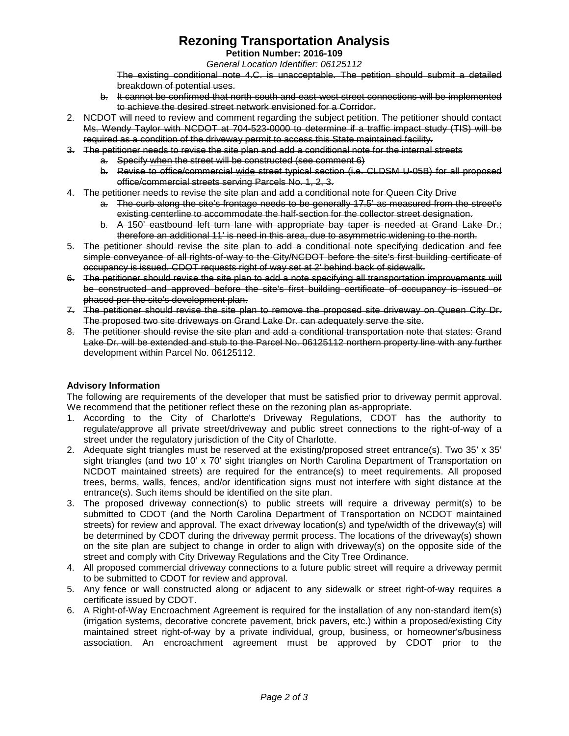# Rezoning Transportation Analysis

**Petition Number: 2016-109**

*General Location Identifier: 06125112*

~~The existing conditional note 4.C. is unacceptable. The petition should submit a detailed breakdown of potential uses.~~

   b. ~~It cannot be confirmed that north-south and east-west street connections will be implemented to achieve the desired street network envisioned for a Corridor.~~

2. ~~NCDOT will need to review and comment regarding the subject petition. The petitioner should contact Ms. Wendy Taylor with NCDOT at 704-523-0000 to determine if a traffic impact study (TIS) will be required as a condition of the driveway permit to access this State maintained facility.~~
3. ~~The petitioner needs to revise the site plan and add a conditional note for the internal streets~~
   a. ~~Specify when the street will be constructed (see comment 6)~~
   b. ~~Revise to office/commercial wide street typical section (i.e. CLDSM U-05B) for all proposed office/commercial streets serving Parcels No. 1, 2, 3.~~
4. ~~The petitioner needs to revise the site plan and add a conditional note for Queen City Drive~~
   a. ~~The curb along the site's frontage needs to be generally 17.5' as measured from the street's existing centerline to accommodate the half-section for the collector street designation.~~
   b. ~~A 150' eastbound left turn lane with appropriate bay taper is needed at Grand Lake Dr.; therefore an additional 11' is need in this area, due to asymmetric widening to the north.~~
5. ~~The petitioner should revise the site plan to add a conditional note specifying dedication and fee simple conveyance of all rights-of-way to the City/NCDOT before the site's first building certificate of occupancy is issued. CDOT requests right of way set at 2' behind back of sidewalk.~~
6. ~~The petitioner should revise the site plan to add a note specifying all transportation improvements will be constructed and approved before the site's first building certificate of occupancy is issued or phased per the site's development plan.~~
7. ~~The petitioner should revise the site plan to remove the proposed site driveway on Queen City Dr. The proposed two site driveways on Grand Lake Dr. can adequately serve the site.~~
8. ~~The petitioner should revise the site plan and add a conditional transportation note that states: Grand Lake Dr. will be extended and stub to the Parcel No. 06125112 northern property line with any further development within Parcel No. 06125112.~~

**Advisory Information**

The following are requirements of the developer that must be satisfied prior to driveway permit approval. We recommend that the petitioner reflect these on the rezoning plan as-appropriate.

1. According to the City of Charlotte's Driveway Regulations, CDOT has the authority to regulate/approve all private street/driveway and public street connections to the right-of-way of a street under the regulatory jurisdiction of the City of Charlotte.
2. Adequate sight triangles must be reserved at the existing/proposed street entrance(s). Two 35' x 35' sight triangles (and two 10' x 70' sight triangles on North Carolina Department of Transportation on NCDOT maintained streets) are required for the entrance(s) to meet requirements. All proposed trees, berms, walls, fences, and/or identification signs must not interfere with sight distance at the entrance(s). Such items should be identified on the site plan.
3. The proposed driveway connection(s) to public streets will require a driveway permit(s) to be submitted to CDOT (and the North Carolina Department of Transportation on NCDOT maintained streets) for review and approval. The exact driveway location(s) and type/width of the driveway(s) will be determined by CDOT during the driveway permit process. The locations of the driveway(s) shown on the site plan are subject to change in order to align with driveway(s) on the opposite side of the street and comply with City Driveway Regulations and the City Tree Ordinance.
4. All proposed commercial driveway connections to a future public street will require a driveway permit to be submitted to CDOT for review and approval.
5. Any fence or wall constructed along or adjacent to any sidewalk or street right-of-way requires a certificate issued by CDOT.
6. A Right-of-Way Encroachment Agreement is required for the installation of any non-standard item(s) (irrigation systems, decorative concrete pavement, brick pavers, etc.) within a proposed/existing City maintained street right-of-way by a private individual, group, business, or homeowner's/business association. An encroachment agreement must be approved by CDOT prior to the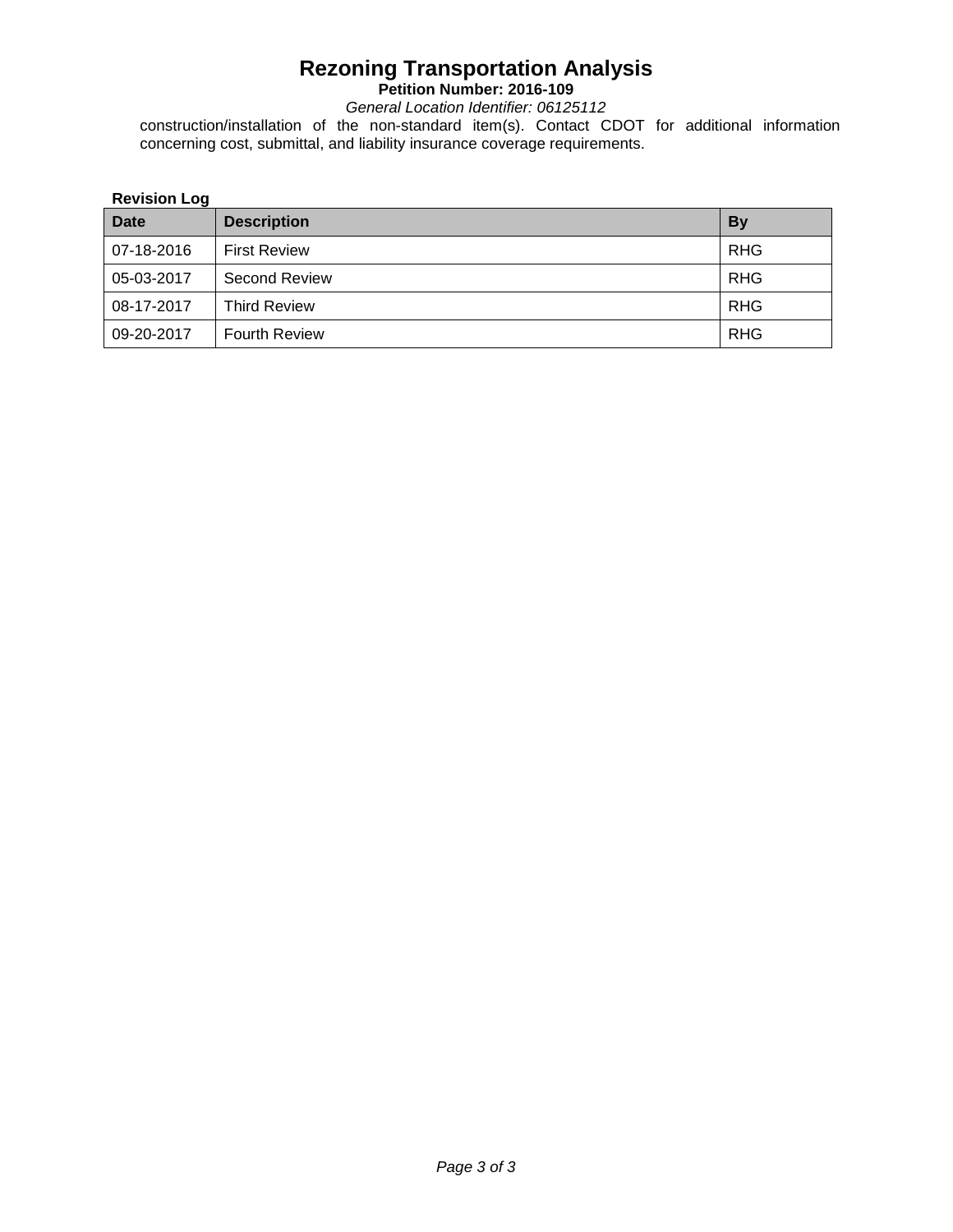construction/installation of the non-standard item(s). Contact CDOT for additional information concerning cost, submittal, and liability insurance coverage requirements.

**Revision Log**

| Date | Description | By |
|---|---|---|
| 07-18-2016 | First Review | RHG |
| 05-03-2017 | Second Review | RHG |
| 08-17-2017 | Third Review | RHG |
| 09-20-2017 | Fourth Review | RHG |